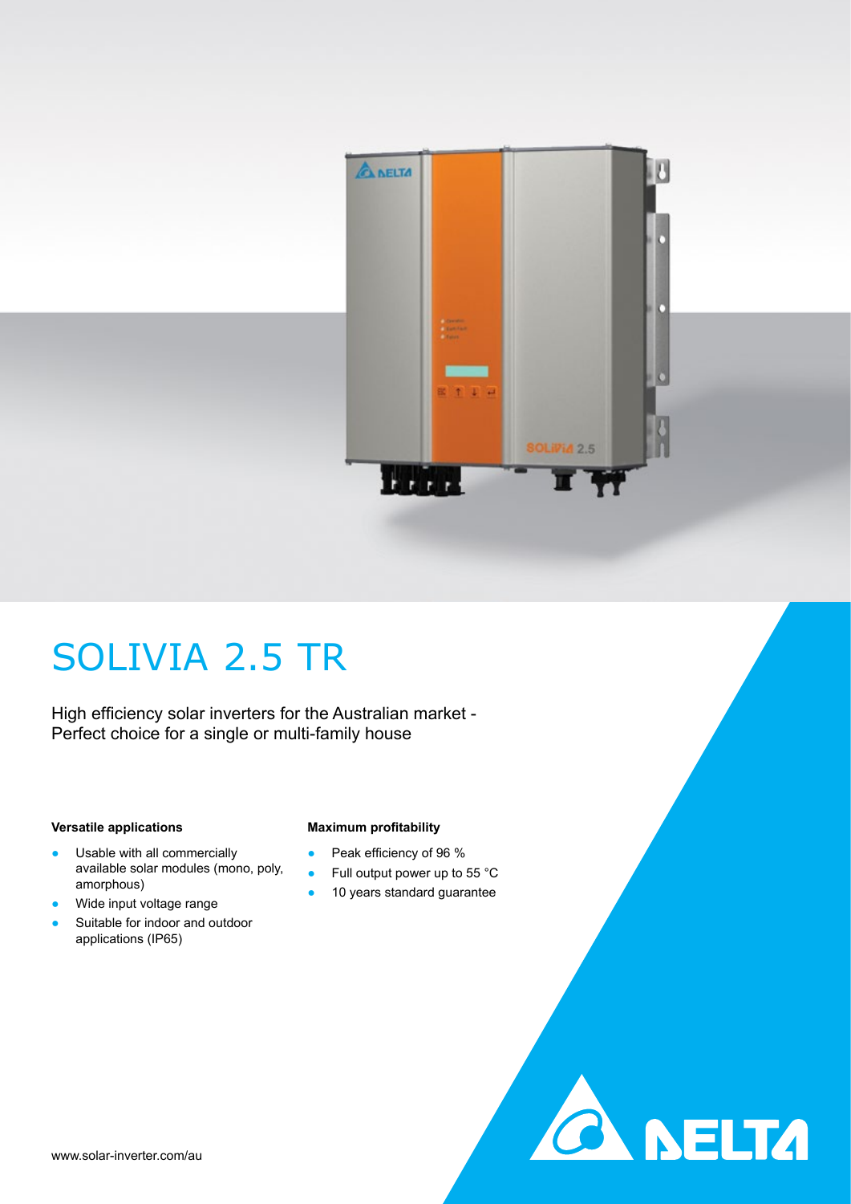# SOLIVIA 2.5 TR

High efficiency solar inverters for the Australian market -
Perfect choice for a single or multi-family house

**Versatile applications**

- Usable with all commercially available solar modules (mono, poly, amorphous)
- Wide input voltage range
- Suitable for indoor and outdoor applications (IP65)

**Maximum profitability**

- Peak efficiency of 96 %
- Full output power up to 55 °C
- 10 years standard guarantee

www.solar-inverter.com/au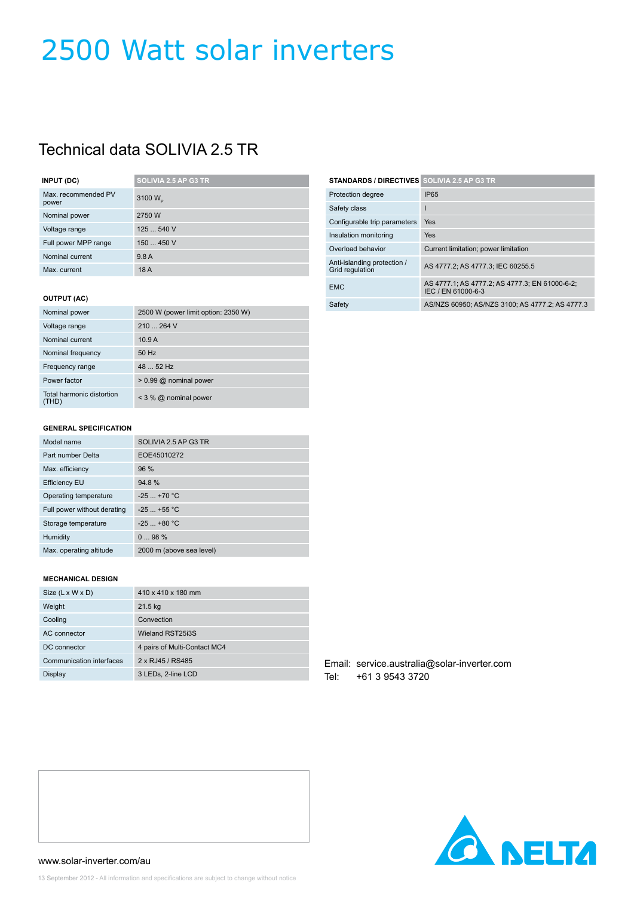# 2500 Watt solar inverters

## Technical data SOLIVIA 2.5 TR

| INPUT (DC) | SOLIVIA 2.5 AP G3 TR |
|---|---|
| Max. recommended PV power | 3100 $W_P$ |
| Nominal power | 2750 W |
| Voltage range | 125 ... 540 V |
| Full power MPP range | 150 ... 450 V |
| Nominal current | 9.8 A |
| Max. current | 18 A |

| OUTPUT (AC) | |
|---|---|
| Nominal power | 2500 W (power limit option: 2350 W) |
| Voltage range | 210 ... 264 V |
| Nominal current | 10.9 A |
| Nominal frequency | 50 Hz |
| Frequency range | 48 ... 52 Hz |
| Power factor | > 0.99 @ nominal power |
| Total harmonic distortion (THD) | < 3 % @ nominal power |

| GENERAL SPECIFICATION | |
|---|---|
| Model name | SOLIVIA 2.5 AP G3 TR |
| Part number Delta | EOE45010272 |
| Max. efficiency | 96 % |
| Efficiency EU | 94.8 % |
| Operating temperature | -25 ... +70 °C |
| Full power without derating | -25 ... +55 °C |
| Storage temperature | -25 ... +80 °C |
| Humidity | 0 ... 98 % |
| Max. operating altitude | 2000 m (above sea level) |

| MECHANICAL DESIGN | |
|---|---|
| Size (L x W x D) | 410 x 410 x 180 mm |
| Weight | 21.5 kg |
| Cooling | Convection |
| AC connector | Wieland RST25i3S |
| DC connector | 4 pairs of Multi-Contact MC4 |
| Communication interfaces | 2 x RJ45 / RS485 |
| Display | 3 LEDs, 2-line LCD |

| STANDARDS / DIRECTIVES | SOLIVIA 2.5 AP G3 TR |
|---|---|
| Protection degree | IP65 |
| Safety class | I |
| Configurable trip parameters | Yes |
| Insulation monitoring | Yes |
| Overload behavior | Current limitation; power limitation |
| Anti-islanding protection / Grid regulation | AS 4777.2; AS 4777.3; IEC 60255.5 |
| EMC | AS 4777.1; AS 4777.2; AS 4777.3; EN 61000-6-2; IEC / EN 61000-6-3 |
| Safety | AS/NZS 60950; AS/NZS 3100; AS 4777.2; AS 4777.3 |

Email: service.australia@solar-inverter.com
Tel: +61 3 9543 3720

www.solar-inverter.com/au

13 September 2012 - All information and specifications are subject to change without notice